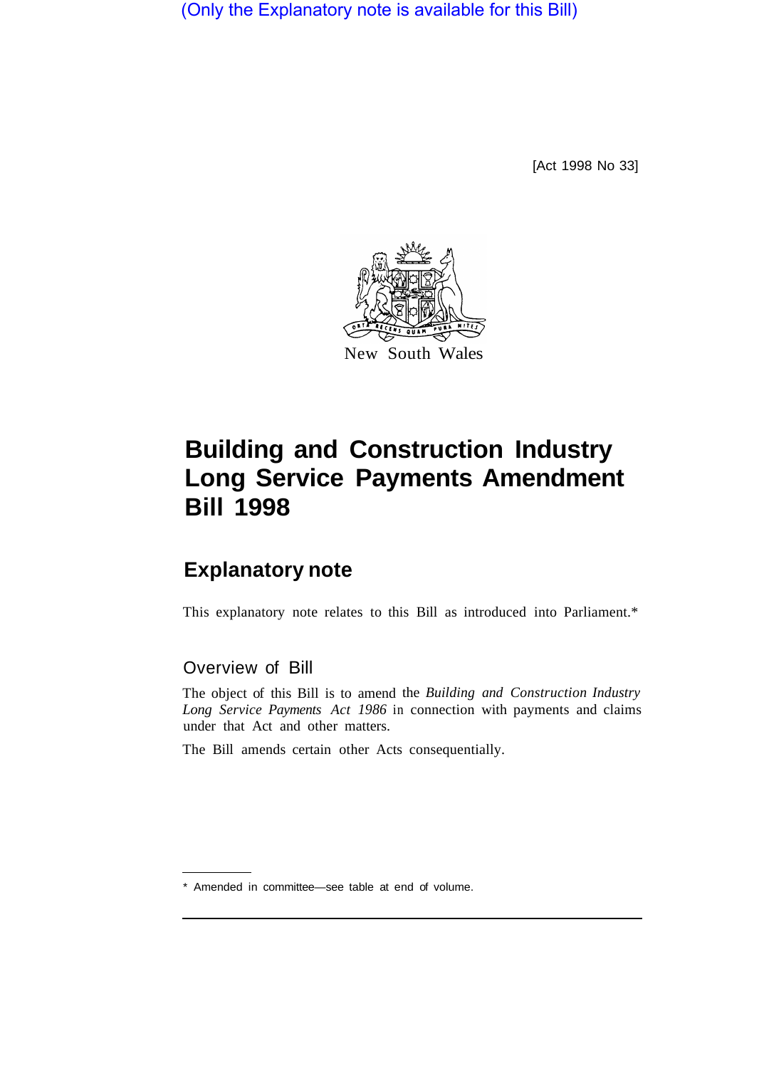(Only the Explanatory note is available for this Bill)

[Act 1998 No 33]

New South Wales

# Building and Construction Industry Long Service Payments Amendment Bill 1998

## Explanatory note

This explanatory note relates to this Bill as introduced into Parliament.*

### Overview of Bill

The object of this Bill is to amend the *Building and Construction Industry Long Service Payments Act 1986* in connection with payments and claims under that Act and other matters.

The Bill amends certain other Acts consequentially.

* Amended in committee—see table at end of volume.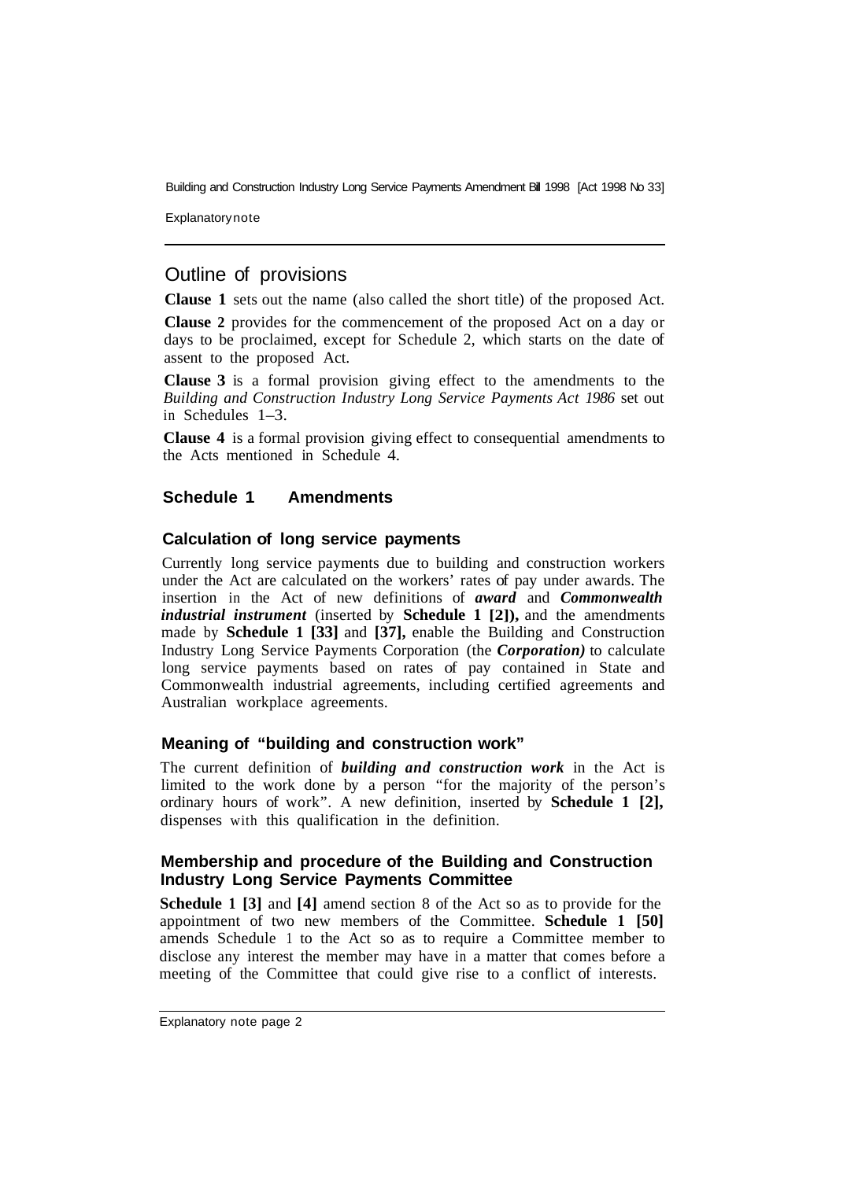## Outline of provisions

**Clause 1** sets out the name (also called the short title) of the proposed Act.

**Clause 2** provides for the commencement of the proposed Act on a day or days to be proclaimed, except for Schedule 2, which starts on the date of assent to the proposed Act.

**Clause 3** is a formal provision giving effect to the amendments to the *Building and Construction Industry Long Service Payments Act 1986* set out in Schedules 1–3.

**Clause 4** is a formal provision giving effect to consequential amendments to the Acts mentioned in Schedule 4.

### Schedule 1 Amendments

#### Calculation of long service payments

Currently long service payments due to building and construction workers under the Act are calculated on the workers' rates of pay under awards. The insertion in the Act of new definitions of ***award*** and ***Commonwealth industrial instrument*** (inserted by **Schedule 1 [2]),** and the amendments made by **Schedule 1 [33]** and **[37],** enable the Building and Construction Industry Long Service Payments Corporation (the ***Corporation)*** to calculate long service payments based on rates of pay contained in State and Commonwealth industrial agreements, including certified agreements and Australian workplace agreements.

#### Meaning of "building and construction work"

The current definition of ***building and construction work*** in the Act is limited to the work done by a person "for the majority of the person's ordinary hours of work". A new definition, inserted by **Schedule 1 [2],** dispenses with this qualification in the definition.

#### Membership and procedure of the Building and Construction Industry Long Service Payments Committee

**Schedule 1 [3]** and **[4]** amend section 8 of the Act so as to provide for the appointment of two new members of the Committee. **Schedule 1 [50]** amends Schedule 1 to the Act so as to require a Committee member to disclose any interest the member may have in a matter that comes before a meeting of the Committee that could give rise to a conflict of interests.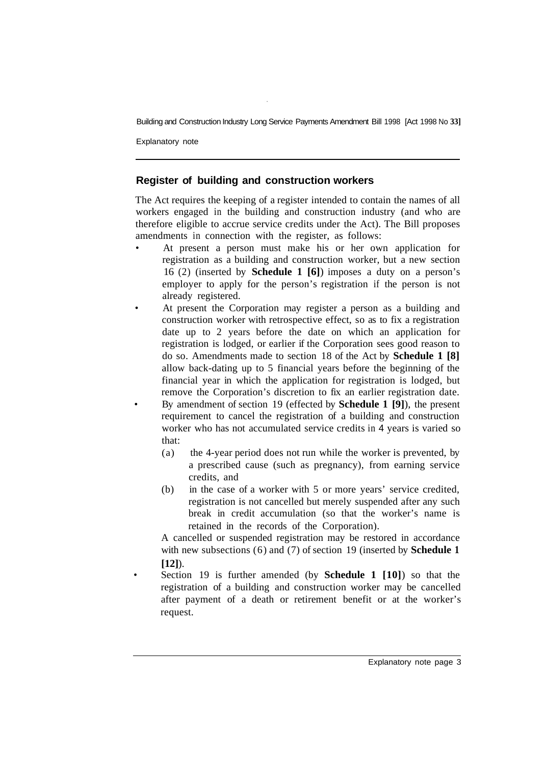## Register of building and construction workers

The Act requires the keeping of a register intended to contain the names of all workers engaged in the building and construction industry (and who are therefore eligible to accrue service credits under the Act). The Bill proposes amendments in connection with the register, as follows:

- At present a person must make his or her own application for registration as a building and construction worker, but a new section 16 (2) (inserted by **Schedule 1 [6]**) imposes a duty on a person's employer to apply for the person's registration if the person is not already registered.
- At present the Corporation may register a person as a building and construction worker with retrospective effect, so as to fix a registration date up to 2 years before the date on which an application for registration is lodged, or earlier if the Corporation sees good reason to do so. Amendments made to section 18 of the Act by **Schedule 1 [8]** allow back-dating up to 5 financial years before the beginning of the financial year in which the application for registration is lodged, but remove the Corporation's discretion to fix an earlier registration date.
- By amendment of section 19 (effected by **Schedule 1 [9]**), the present requirement to cancel the registration of a building and construction worker who has not accumulated service credits in 4 years is varied so that:
  - (a) the 4-year period does not run while the worker is prevented, by a prescribed cause (such as pregnancy), from earning service credits, and
  - (b) in the case of a worker with 5 or more years' service credited, registration is not cancelled but merely suspended after any such break in credit accumulation (so that the worker's name is retained in the records of the Corporation).

  A cancelled or suspended registration may be restored in accordance with new subsections (6) and (7) of section 19 (inserted by **Schedule 1 [12]**).
- Section 19 is further amended (by **Schedule 1 [10]**) so that the registration of a building and construction worker may be cancelled after payment of a death or retirement benefit or at the worker's request.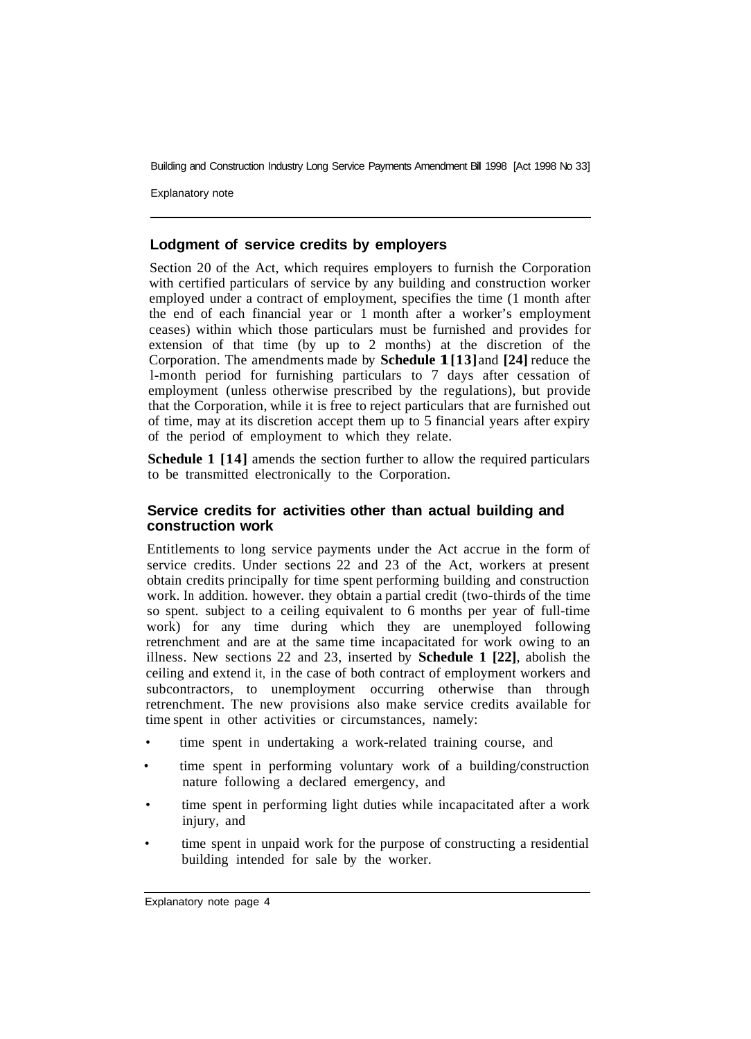## Lodgment of service credits by employers

Section 20 of the Act, which requires employers to furnish the Corporation with certified particulars of service by any building and construction worker employed under a contract of employment, specifies the time (1 month after the end of each financial year or 1 month after a worker's employment ceases) within which those particulars must be furnished and provides for extension of that time (by up to 2 months) at the discretion of the Corporation. The amendments made by **Schedule 1 [13]** and **[24]** reduce the l-month period for furnishing particulars to 7 days after cessation of employment (unless otherwise prescribed by the regulations), but provide that the Corporation, while it is free to reject particulars that are furnished out of time, may at its discretion accept them up to 5 financial years after expiry of the period of employment to which they relate.

**Schedule 1 [14]** amends the section further to allow the required particulars to be transmitted electronically to the Corporation.

## Service credits for activities other than actual building and construction work

Entitlements to long service payments under the Act accrue in the form of service credits. Under sections 22 and 23 of the Act, workers at present obtain credits principally for time spent performing building and construction work. In addition. however. they obtain a partial credit (two-thirds of the time so spent. subject to a ceiling equivalent to 6 months per year of full-time work) for any time during which they are unemployed following retrenchment and are at the same time incapacitated for work owing to an illness. New sections 22 and 23, inserted by **Schedule 1 [22]**, abolish the ceiling and extend it, in the case of both contract of employment workers and subcontractors, to unemployment occurring otherwise than through retrenchment. The new provisions also make service credits available for time spent in other activities or circumstances, namely:

- time spent in undertaking a work-related training course, and
- time spent in performing voluntary work of a building/construction nature following a declared emergency, and
- time spent in performing light duties while incapacitated after a work injury, and
- time spent in unpaid work for the purpose of constructing a residential building intended for sale by the worker.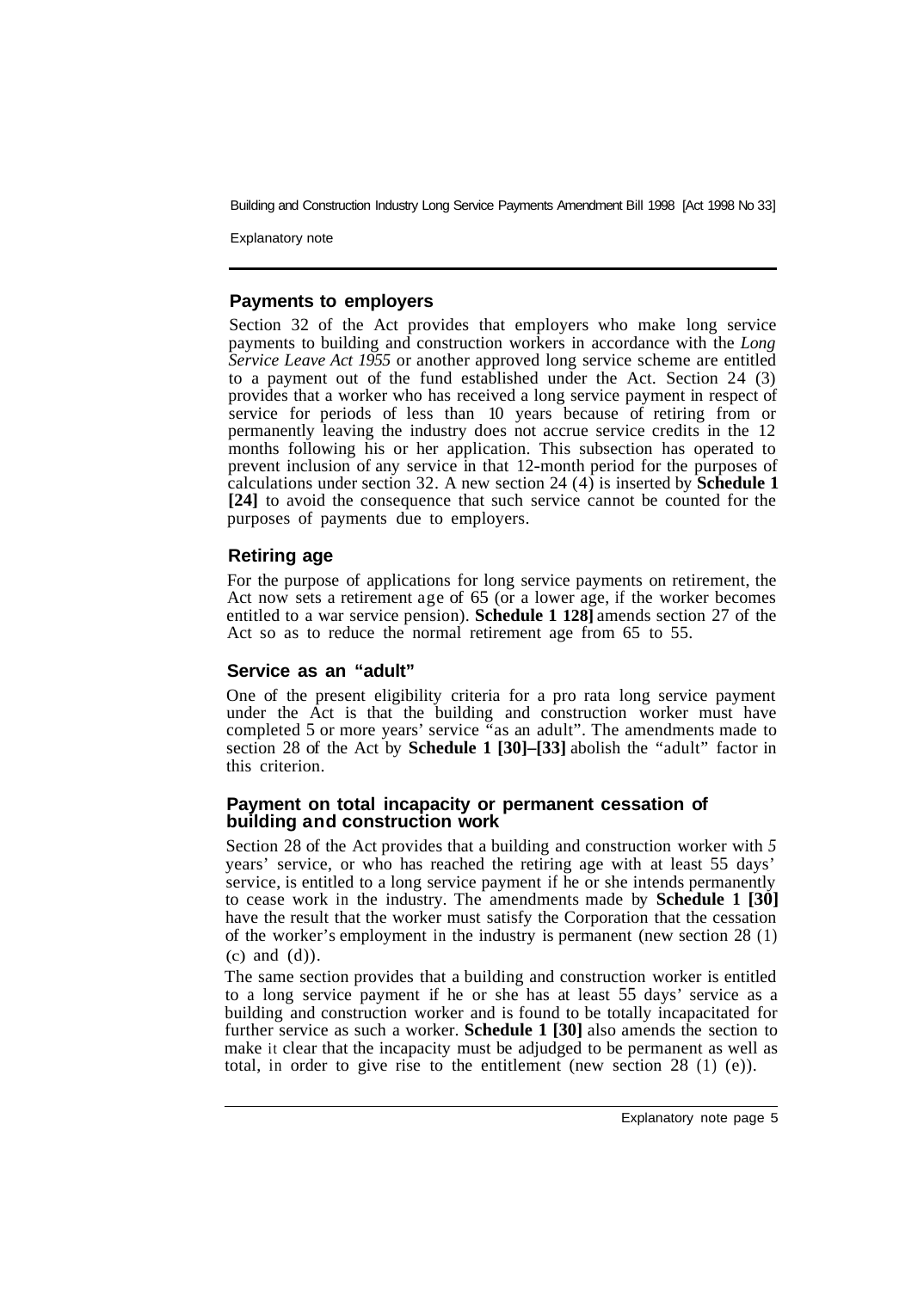## Payments to employers

Section 32 of the Act provides that employers who make long service payments to building and construction workers in accordance with the *Long Service Leave Act 1955* or another approved long service scheme are entitled to a payment out of the fund established under the Act. Section 24 (3) provides that a worker who has received a long service payment in respect of service for periods of less than 10 years because of retiring from or permanently leaving the industry does not accrue service credits in the 12 months following his or her application. This subsection has operated to prevent inclusion of any service in that 12-month period for the purposes of calculations under section 32. A new section 24 (4) is inserted by **Schedule 1 [24]** to avoid the consequence that such service cannot be counted for the purposes of payments due to employers.

## Retiring age

For the purpose of applications for long service payments on retirement, the Act now sets a retirement age of 65 (or a lower age, if the worker becomes entitled to a war service pension). **Schedule 1 128]** amends section 27 of the Act so as to reduce the normal retirement age from 65 to 55.

## Service as an "adult"

One of the present eligibility criteria for a pro rata long service payment under the Act is that the building and construction worker must have completed 5 or more years' service "as an adult". The amendments made to section 28 of the Act by **Schedule 1 [30]–[33]** abolish the "adult" factor in this criterion.

## Payment on total incapacity or permanent cessation of building and construction work

Section 28 of the Act provides that a building and construction worker with 5 years' service, or who has reached the retiring age with at least 55 days' service, is entitled to a long service payment if he or she intends permanently to cease work in the industry. The amendments made by **Schedule 1 [30]** have the result that the worker must satisfy the Corporation that the cessation of the worker's employment in the industry is permanent (new section 28 (1) (c) and (d)).

The same section provides that a building and construction worker is entitled to a long service payment if he or she has at least 55 days' service as a building and construction worker and is found to be totally incapacitated for further service as such a worker. **Schedule 1 [30]** also amends the section to make it clear that the incapacity must be adjudged to be permanent as well as total, in order to give rise to the entitlement (new section 28 (1) (e)).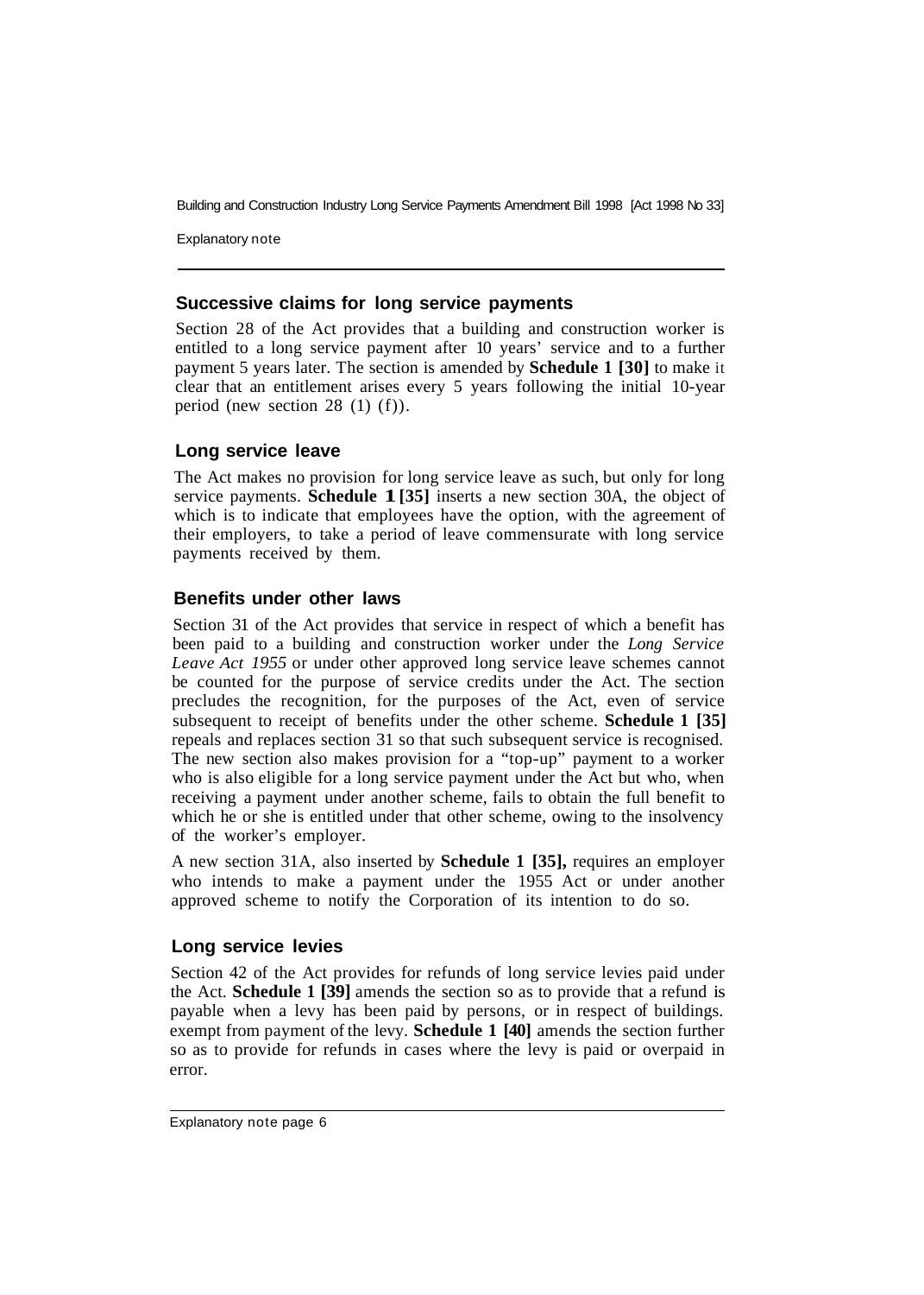## Successive claims for long service payments

Section 28 of the Act provides that a building and construction worker is entitled to a long service payment after 10 years' service and to a further payment 5 years later. The section is amended by **Schedule 1 [30]** to make it clear that an entitlement arises every 5 years following the initial 10-year period (new section 28 (1) (f)).

## Long service leave

The Act makes no provision for long service leave as such, but only for long service payments. **Schedule 1 [35]** inserts a new section 30A, the object of which is to indicate that employees have the option, with the agreement of their employers, to take a period of leave commensurate with long service payments received by them.

## Benefits under other laws

Section 31 of the Act provides that service in respect of which a benefit has been paid to a building and construction worker under the *Long Service Leave Act 1955* or under other approved long service leave schemes cannot be counted for the purpose of service credits under the Act. The section precludes the recognition, for the purposes of the Act, even of service subsequent to receipt of benefits under the other scheme. **Schedule 1 [35]** repeals and replaces section 31 so that such subsequent service is recognised. The new section also makes provision for a "top-up" payment to a worker who is also eligible for a long service payment under the Act but who, when receiving a payment under another scheme, fails to obtain the full benefit to which he or she is entitled under that other scheme, owing to the insolvency of the worker's employer.

A new section 31A, also inserted by **Schedule 1 [35],** requires an employer who intends to make a payment under the 1955 Act or under another approved scheme to notify the Corporation of its intention to do so.

## Long service levies

Section 42 of the Act provides for refunds of long service levies paid under the Act. **Schedule 1 [39]** amends the section so as to provide that a refund is payable when a levy has been paid by persons, or in respect of buildings. exempt from payment of the levy. **Schedule 1 [40]** amends the section further so as to provide for refunds in cases where the levy is paid or overpaid in error.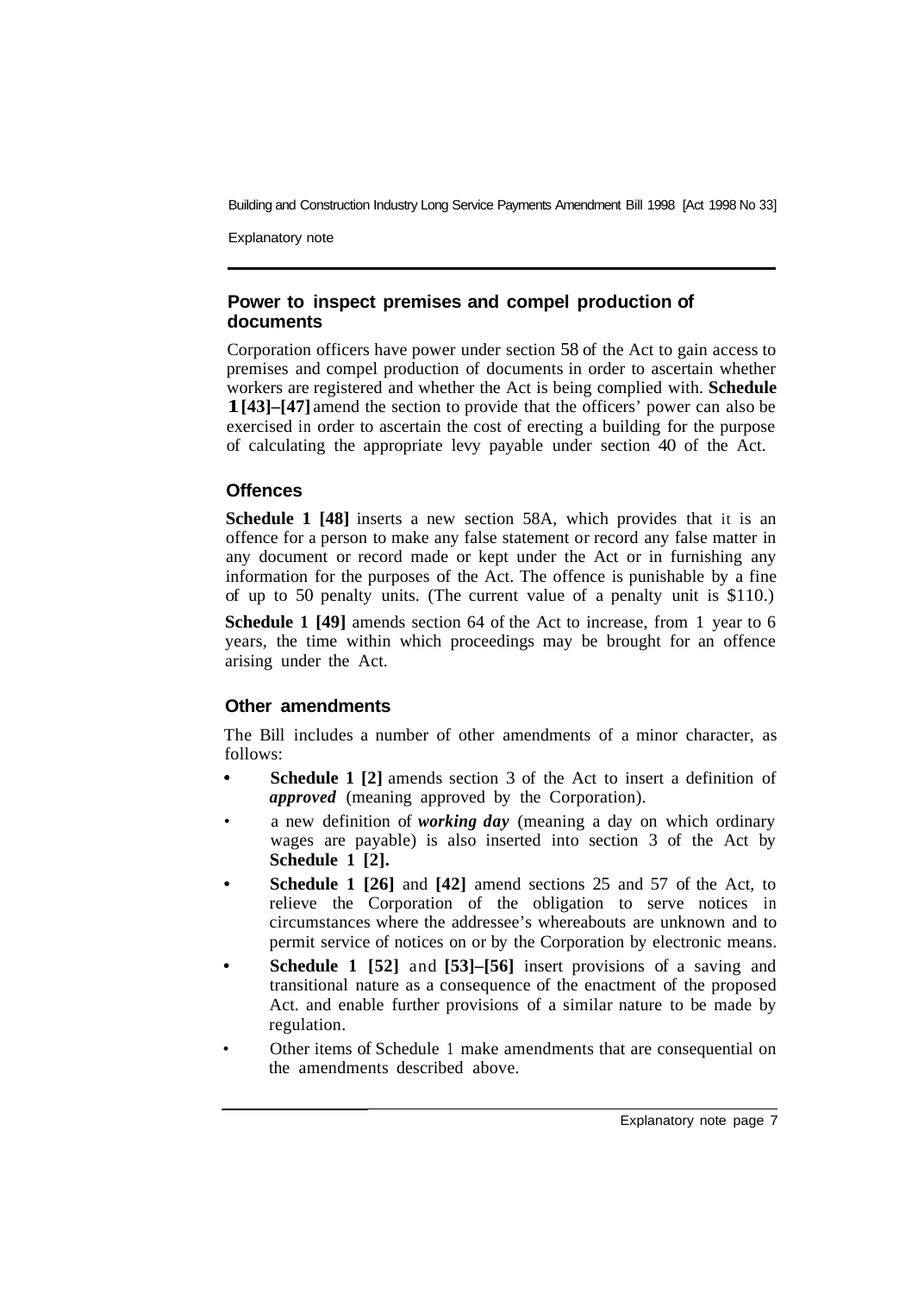## Power to inspect premises and compel production of documents

Corporation officers have power under section 58 of the Act to gain access to premises and compel production of documents in order to ascertain whether workers are registered and whether the Act is being complied with. **Schedule 1 [43]–[47]** amend the section to provide that the officers' power can also be exercised in order to ascertain the cost of erecting a building for the purpose of calculating the appropriate levy payable under section 40 of the Act.

## Offences

**Schedule 1 [48]** inserts a new section 58A, which provides that it is an offence for a person to make any false statement or record any false matter in any document or record made or kept under the Act or in furnishing any information for the purposes of the Act. The offence is punishable by a fine of up to 50 penalty units. (The current value of a penalty unit is $110.)

**Schedule 1 [49]** amends section 64 of the Act to increase, from 1 year to 6 years, the time within which proceedings may be brought for an offence arising under the Act.

## Other amendments

The Bill includes a number of other amendments of a minor character, as follows:

- **Schedule 1 [2]** amends section 3 of the Act to insert a definition of ***approved*** (meaning approved by the Corporation).
- a new definition of ***working day*** (meaning a day on which ordinary wages are payable) is also inserted into section 3 of the Act by **Schedule 1 [2].**
- **Schedule 1 [26]** and **[42]** amend sections 25 and 57 of the Act, to relieve the Corporation of the obligation to serve notices in circumstances where the addressee's whereabouts are unknown and to permit service of notices on or by the Corporation by electronic means.
- **Schedule 1 [52]** and **[53]–[56]** insert provisions of a saving and transitional nature as a consequence of the enactment of the proposed Act. and enable further provisions of a similar nature to be made by regulation.
- Other items of Schedule 1 make amendments that are consequential on the amendments described above.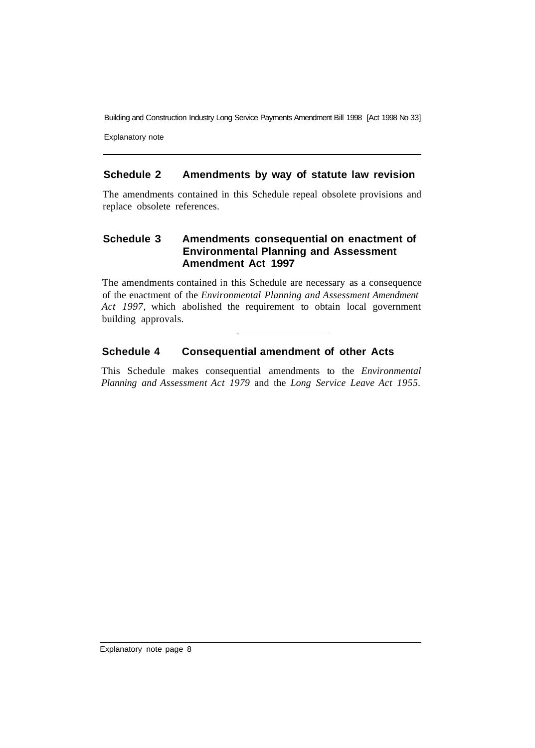## Schedule 2 Amendments by way of statute law revision

The amendments contained in this Schedule repeal obsolete provisions and replace obsolete references.

## Schedule 3 Amendments consequential on enactment of Environmental Planning and Assessment Amendment Act 1997

The amendments contained in this Schedule are necessary as a consequence of the enactment of the *Environmental Planning and Assessment Amendment Act 1997,* which abolished the requirement to obtain local government building approvals.

## Schedule 4 Consequential amendment of other Acts

This Schedule makes consequential amendments to the *Environmental Planning and Assessment Act 1979* and the *Long Service Leave Act 1955*.